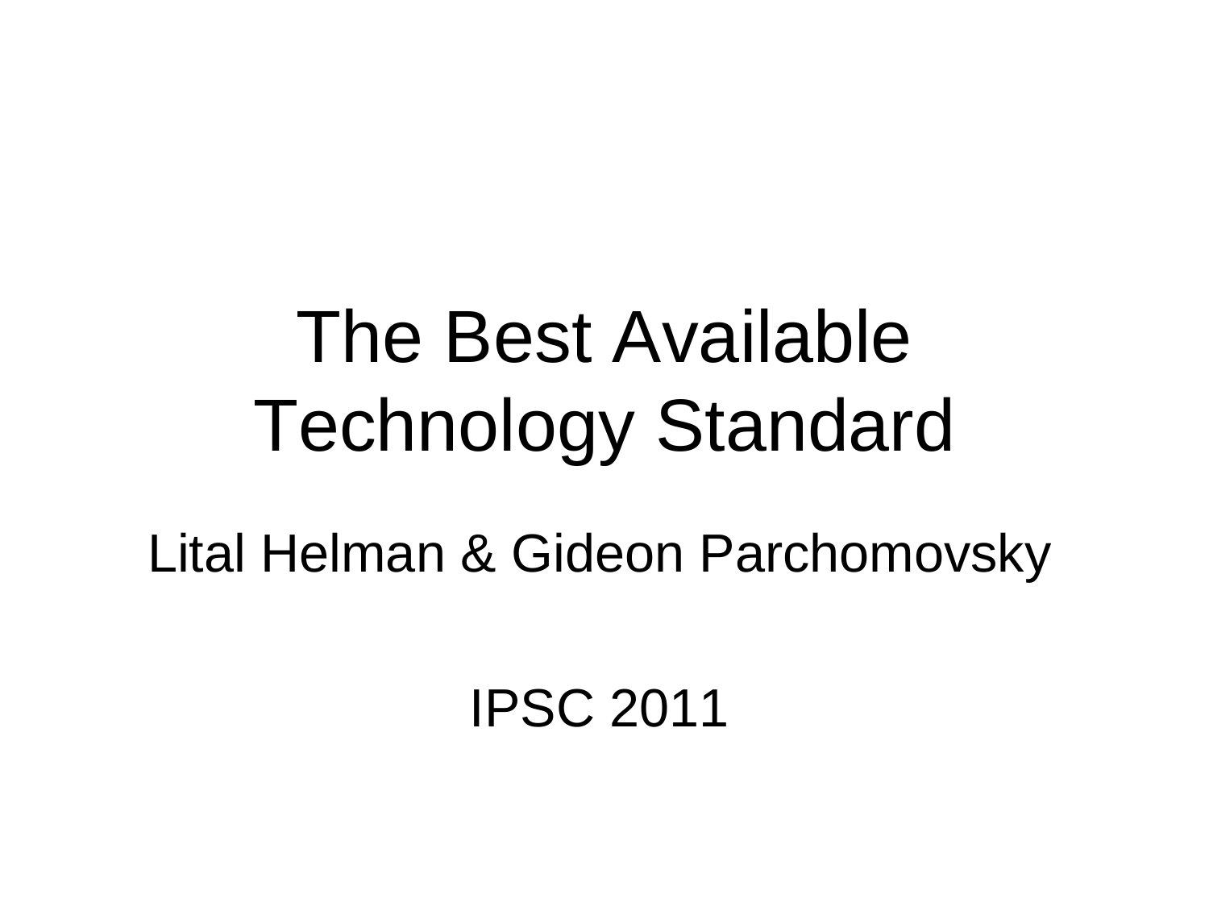# The Best Available Technology Standard

Lital Helman & Gideon Parchomovsky

IPSC 2011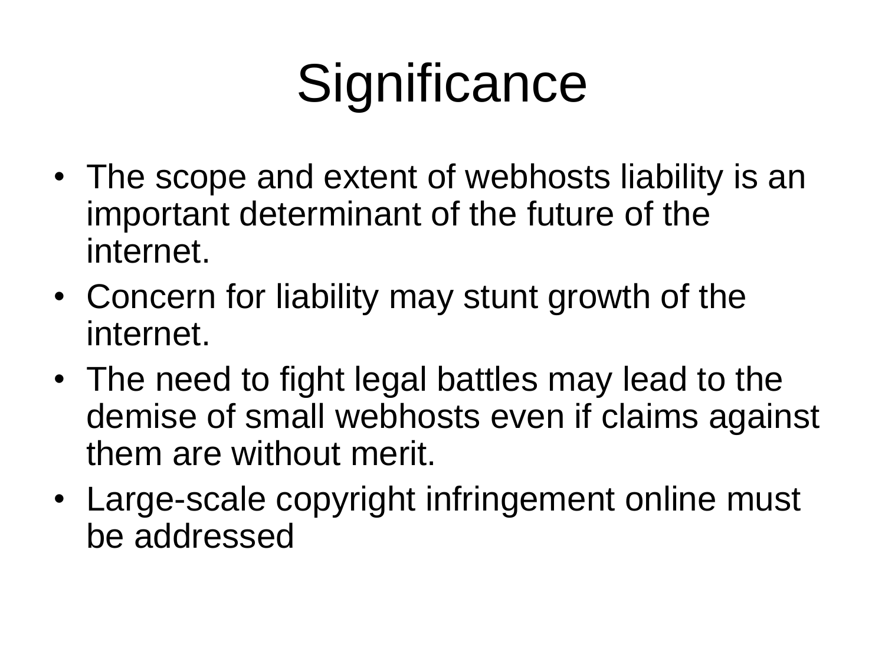# Significance

- The scope and extent of webhosts liability is an important determinant of the future of the internet.
- Concern for liability may stunt growth of the internet.
- The need to fight legal battles may lead to the demise of small webhosts even if claims against them are without merit.
- Large-scale copyright infringement online must be addressed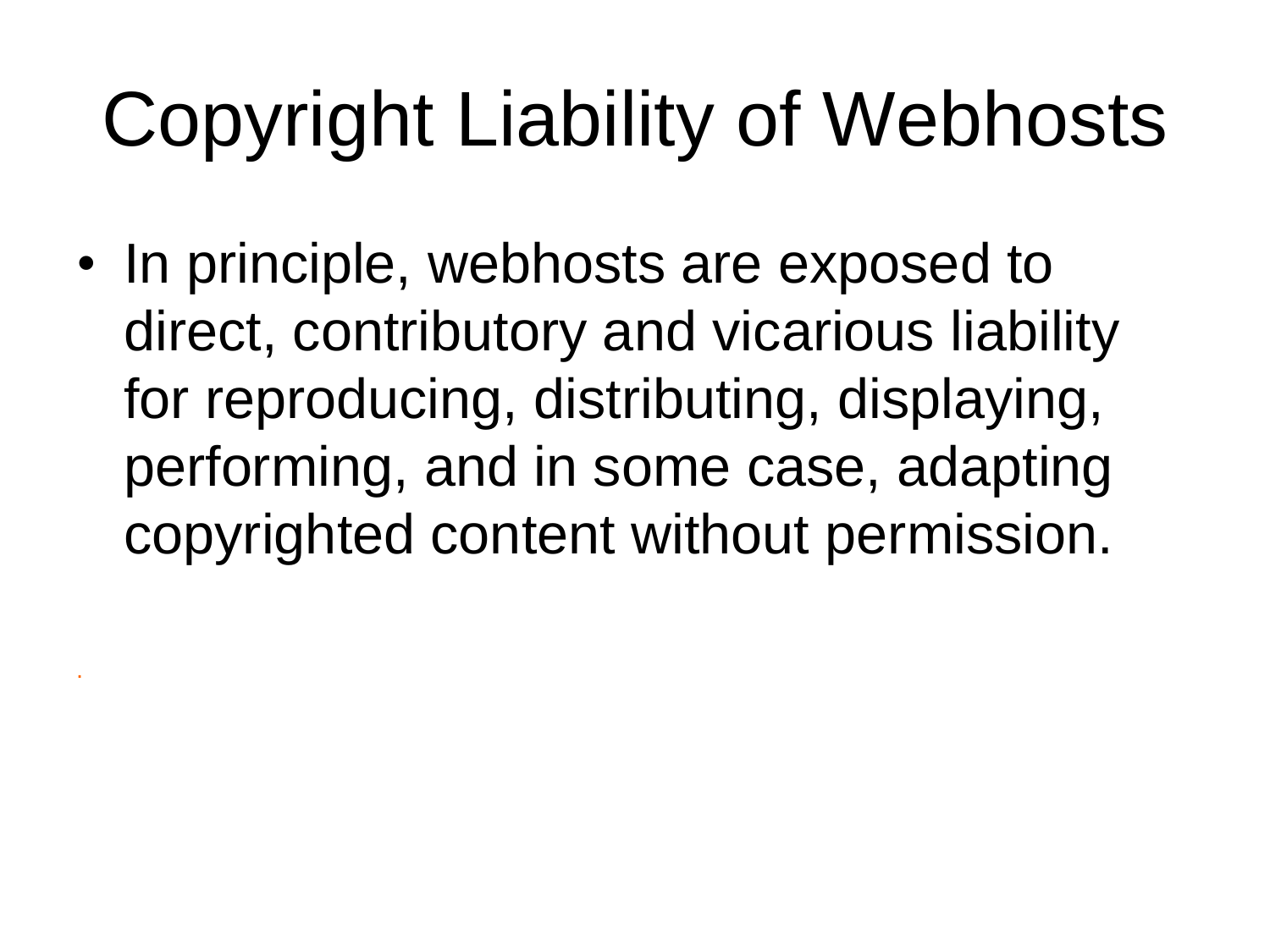# Copyright Liability of Webhosts

- In principle, webhosts are exposed to direct, contributory and vicarious liability for reproducing, distributing, displaying, performing, and in some case, adapting copyrighted content without permission.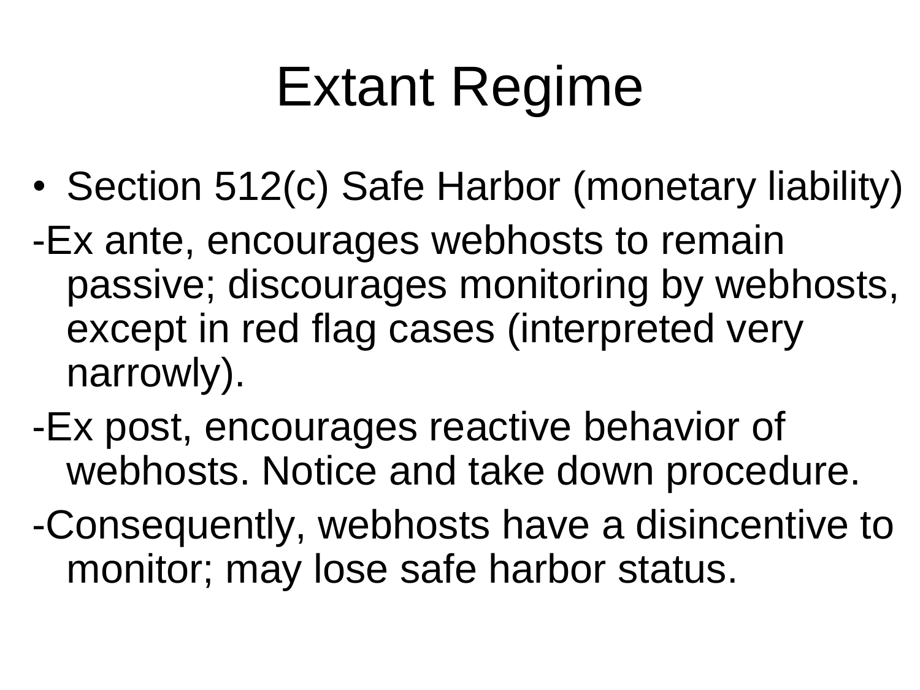# Extant Regime

- Section 512(c) Safe Harbor (monetary liability)

-Ex ante, encourages webhosts to remain passive; discourages monitoring by webhosts, except in red flag cases (interpreted very narrowly).

-Ex post, encourages reactive behavior of webhosts. Notice and take down procedure.

-Consequently, webhosts have a disincentive to monitor; may lose safe harbor status.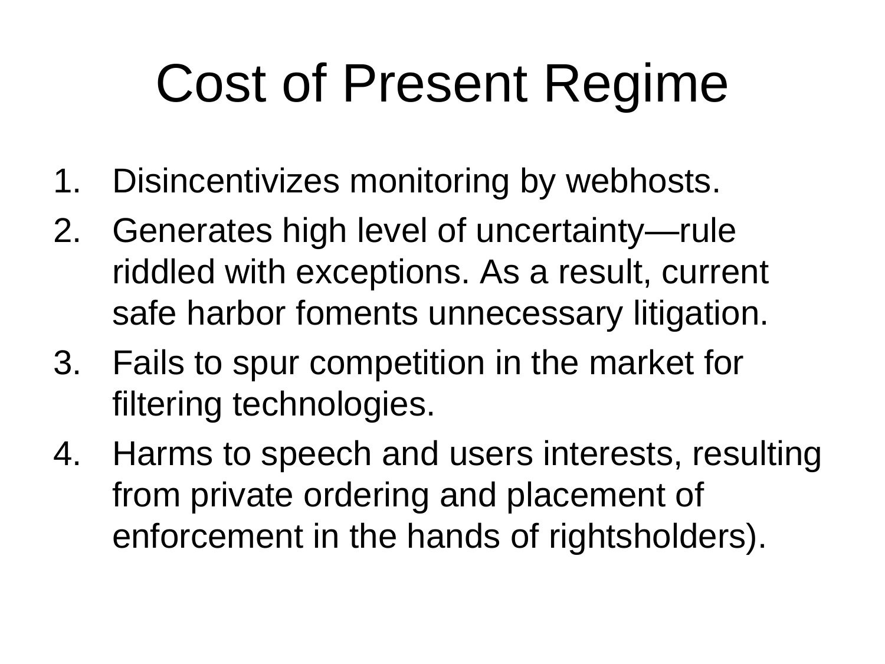# Cost of Present Regime

1. Disincentivizes monitoring by webhosts.
2. Generates high level of uncertainty—rule riddled with exceptions. As a result, current safe harbor foments unnecessary litigation.
3. Fails to spur competition in the market for filtering technologies.
4. Harms to speech and users interests, resulting from private ordering and placement of enforcement in the hands of rightsholders).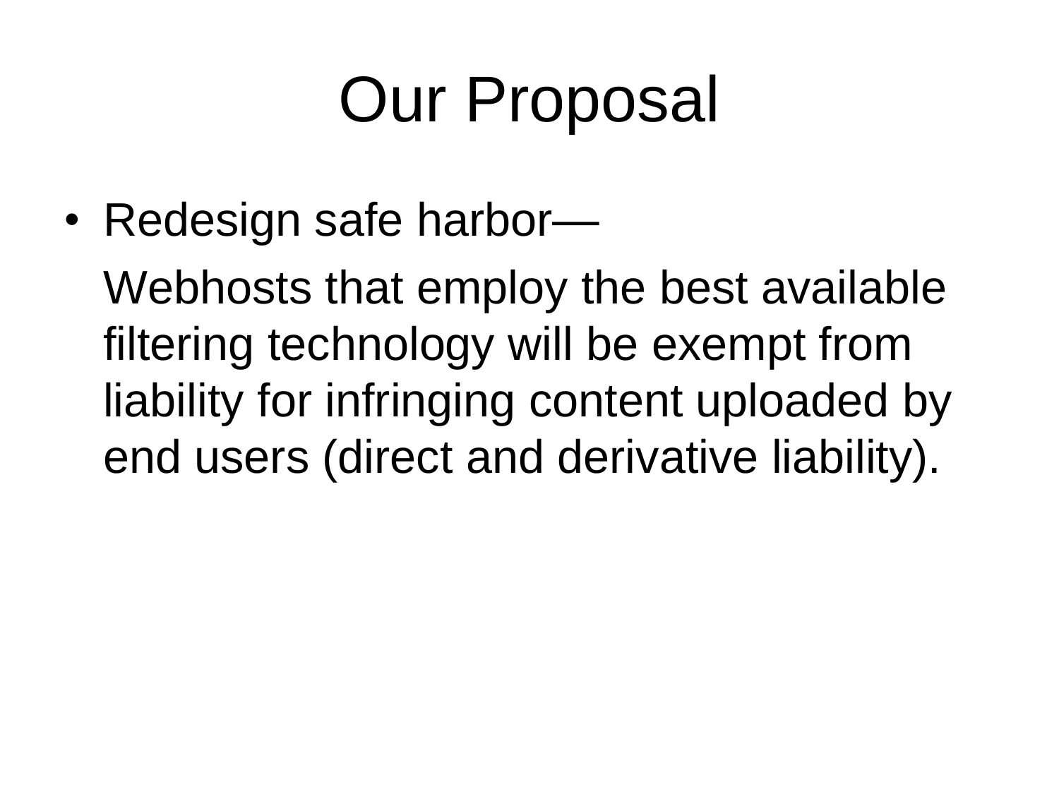# Our Proposal

- Redesign safe harbor—

  Webhosts that employ the best available filtering technology will be exempt from liability for infringing content uploaded by end users (direct and derivative liability).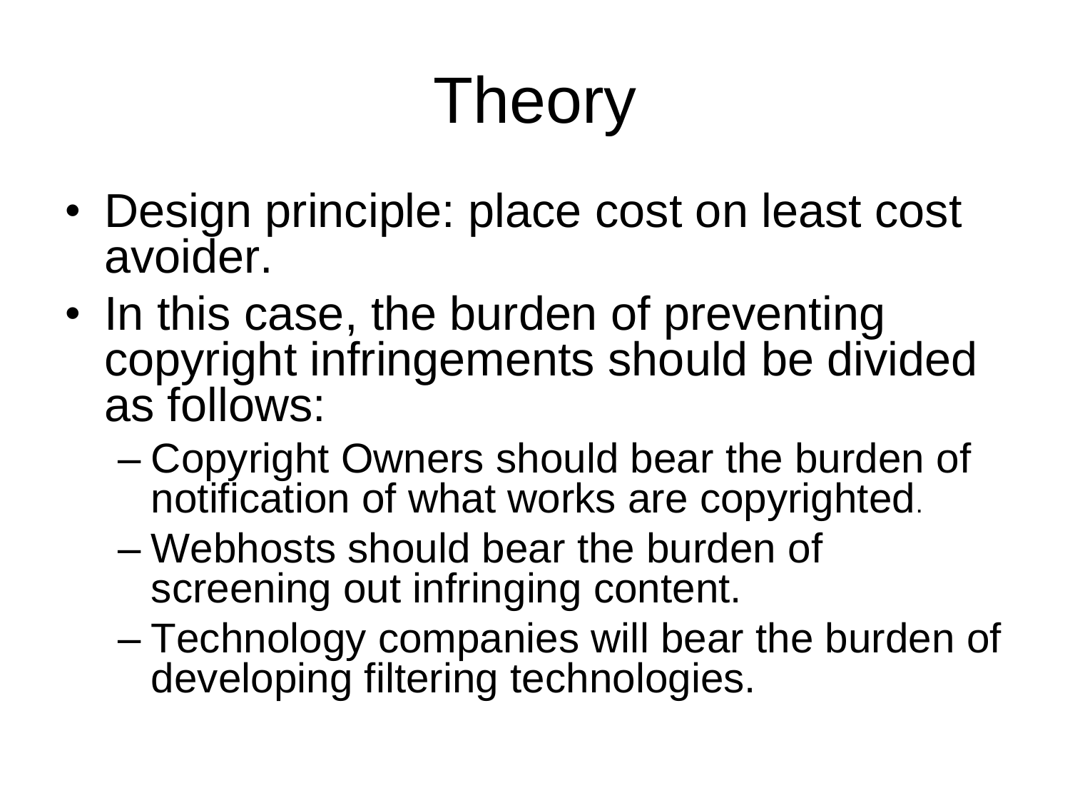# Theory

- Design principle: place cost on least cost avoider.
- In this case, the burden of preventing copyright infringements should be divided as follows:
  - Copyright Owners should bear the burden of notification of what works are copyrighted.
  - Webhosts should bear the burden of screening out infringing content.
  - Technology companies will bear the burden of developing filtering technologies.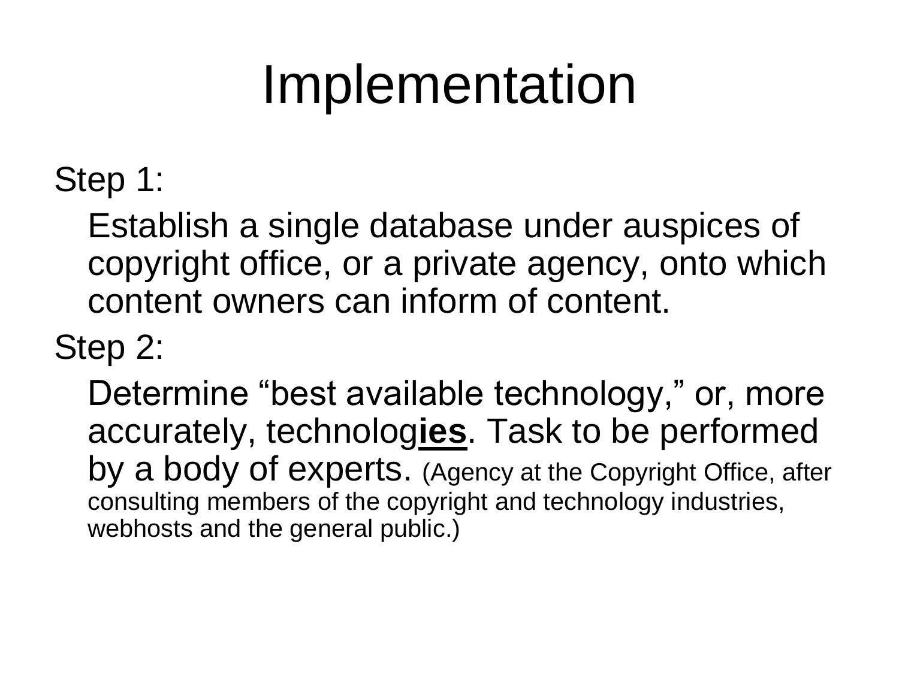# Implementation

Step 1:

Establish a single database under auspices of copyright office, or a private agency, onto which content owners can inform of content.

Step 2:

Determine “best available technology,” or, more accurately, technolog**ies**. Task to be performed by a body of experts. (Agency at the Copyright Office, after consulting members of the copyright and technology industries, webhosts and the general public.)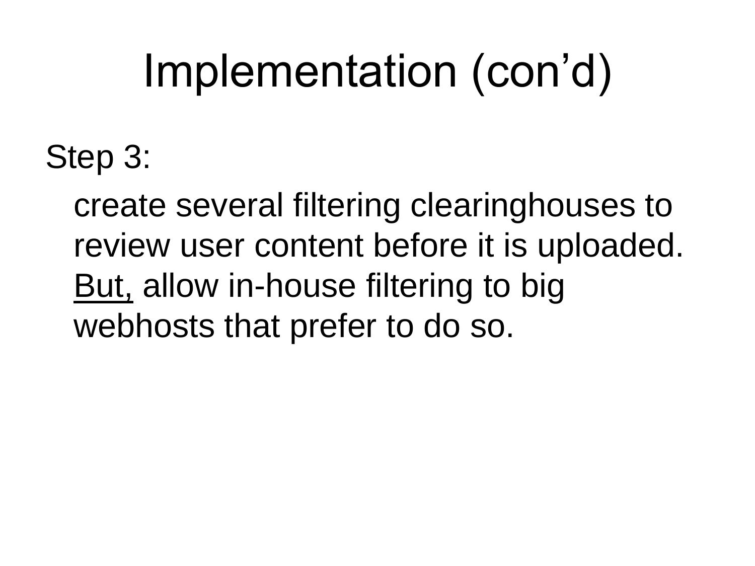# Implementation (con’d)

Step 3:

create several filtering clearinghouses to review user content before it is uploaded. <u>But,</u> allow in-house filtering to big webhosts that prefer to do so.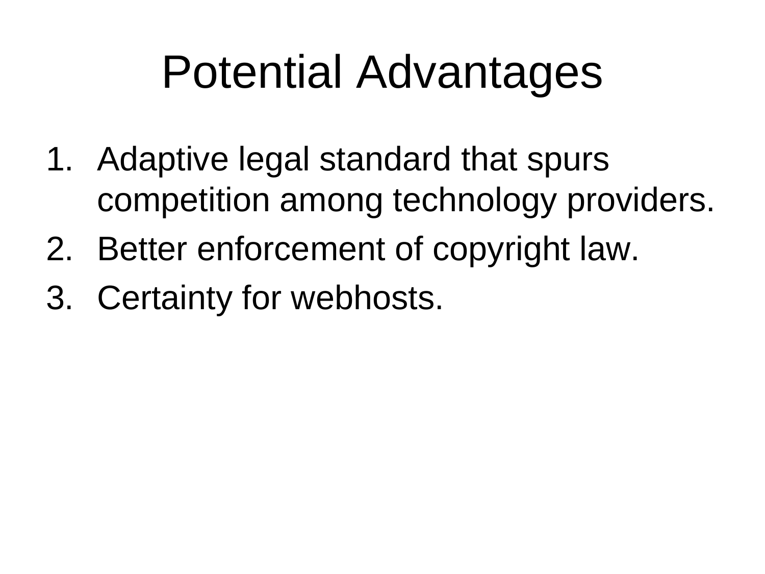# Potential Advantages

1. Adaptive legal standard that spurs competition among technology providers.
2. Better enforcement of copyright law.
3. Certainty for webhosts.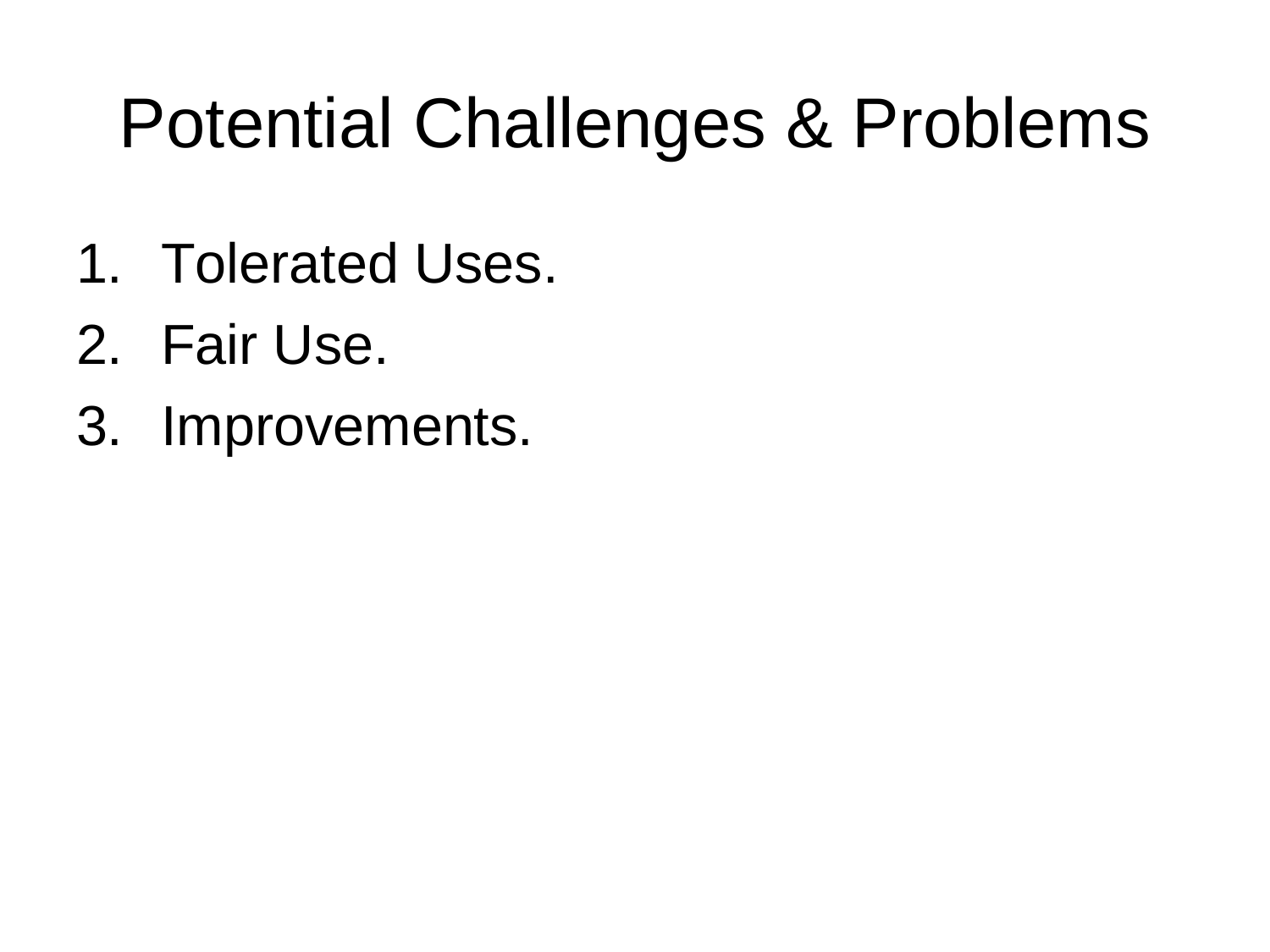# Potential Challenges & Problems

1. Tolerated Uses.
2. Fair Use.
3. Improvements.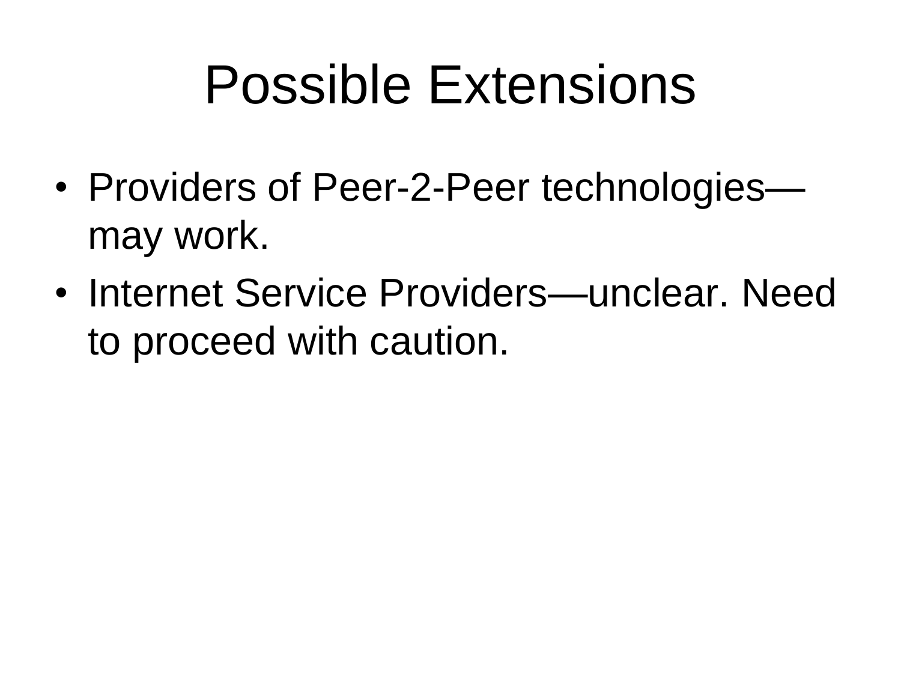# Possible Extensions

- Providers of Peer-2-Peer technologies—may work.
- Internet Service Providers—unclear. Need to proceed with caution.